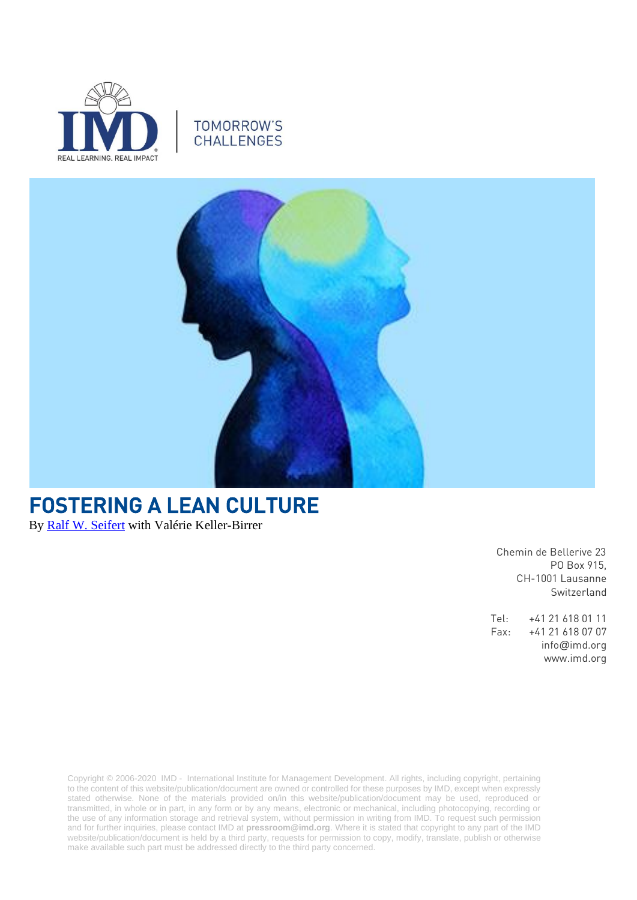REAL LEARNING. REAL IMPACT

TOMORROW'S CHALLENGES

# FOSTERING A LEAN CULTURE

By [Ralf W. Seifert]() with Valérie Keller-Birrer

Chemin de Bellerive 23
PO Box 915,
CH-1001 Lausanne
Switzerland

Tel: +41 21 618 01 11
Fax: +41 21 618 07 07
info@imd.org
www.imd.org

Copyright © 2006-2020 IMD - International Institute for Management Development. All rights, including copyright, pertaining to the content of this website/publication/document are owned or controlled for these purposes by IMD, except when expressly stated otherwise. None of the materials provided on/in this website/publication/document may be used, reproduced or transmitted, in whole or in part, in any form or by any means, electronic or mechanical, including photocopying, recording or the use of any information storage and retrieval system, without permission in writing from IMD. To request such permission and for further inquiries, please contact IMD at **pressroom@imd.org**. Where it is stated that copyright to any part of the IMD website/publication/document is held by a third party, requests for permission to copy, modify, translate, publish or otherwise make available such part must be addressed directly to the third party concerned.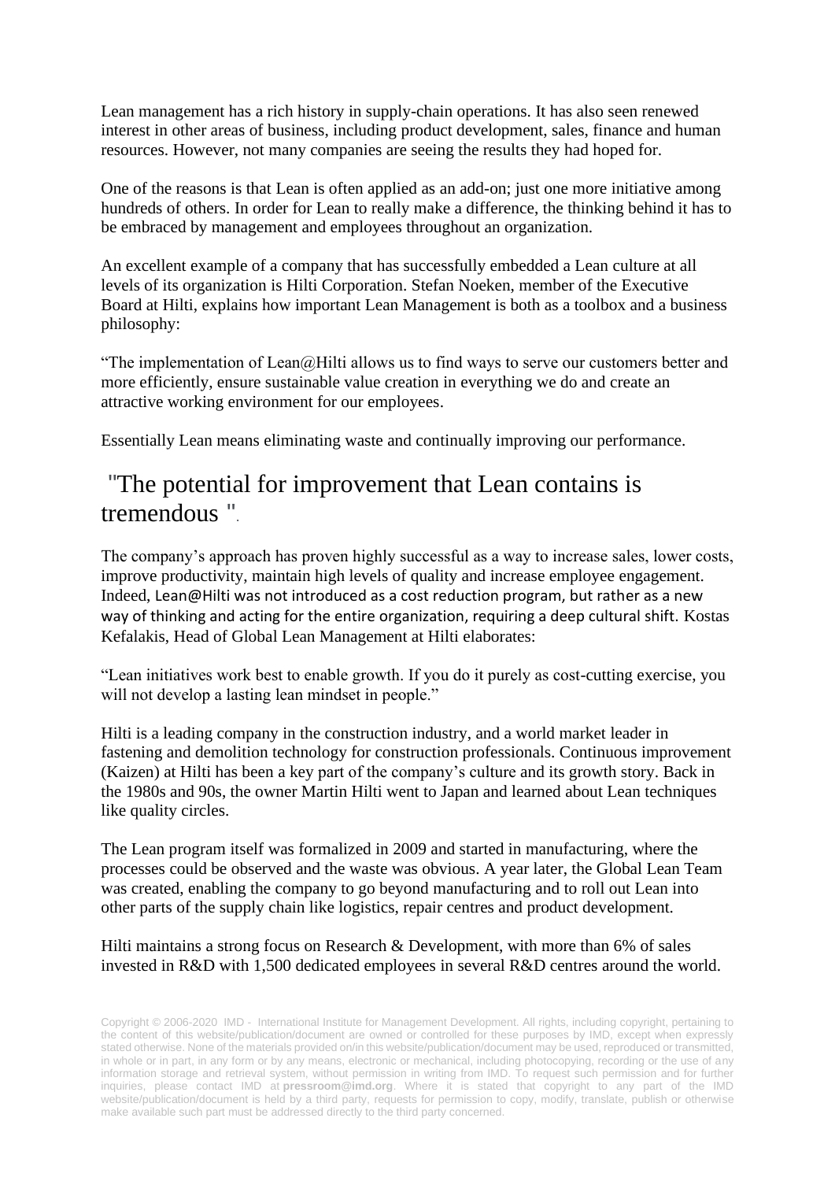Lean management has a rich history in supply-chain operations. It has also seen renewed interest in other areas of business, including product development, sales, finance and human resources. However, not many companies are seeing the results they had hoped for.

One of the reasons is that Lean is often applied as an add-on; just one more initiative among hundreds of others. In order for Lean to really make a difference, the thinking behind it has to be embraced by management and employees throughout an organization.

An excellent example of a company that has successfully embedded a Lean culture at all levels of its organization is Hilti Corporation. Stefan Noeken, member of the Executive Board at Hilti, explains how important Lean Management is both as a toolbox and a business philosophy:

"The implementation of Lean@Hilti allows us to find ways to serve our customers better and more efficiently, ensure sustainable value creation in everything we do and create an attractive working environment for our employees.

Essentially Lean means eliminating waste and continually improving our performance.

## "The potential for improvement that Lean contains is tremendous ".

The company's approach has proven highly successful as a way to increase sales, lower costs, improve productivity, maintain high levels of quality and increase employee engagement. Indeed, Lean@Hilti was not introduced as a cost reduction program, but rather as a new way of thinking and acting for the entire organization, requiring a deep cultural shift. Kostas Kefalakis, Head of Global Lean Management at Hilti elaborates:

"Lean initiatives work best to enable growth. If you do it purely as cost-cutting exercise, you will not develop a lasting lean mindset in people."

Hilti is a leading company in the construction industry, and a world market leader in fastening and demolition technology for construction professionals. Continuous improvement (Kaizen) at Hilti has been a key part of the company's culture and its growth story. Back in the 1980s and 90s, the owner Martin Hilti went to Japan and learned about Lean techniques like quality circles.

The Lean program itself was formalized in 2009 and started in manufacturing, where the processes could be observed and the waste was obvious. A year later, the Global Lean Team was created, enabling the company to go beyond manufacturing and to roll out Lean into other parts of the supply chain like logistics, repair centres and product development.

Hilti maintains a strong focus on Research & Development, with more than 6% of sales invested in R&D with 1,500 dedicated employees in several R&D centres around the world.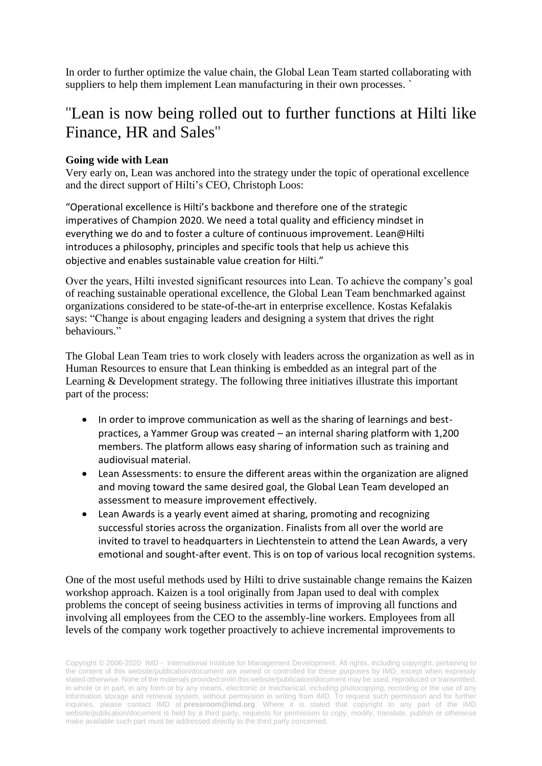In order to further optimize the value chain, the Global Lean Team started collaborating with suppliers to help them implement Lean manufacturing in their own processes. `

## "Lean is now being rolled out to further functions at Hilti like Finance, HR and Sales"

**Going wide with Lean**

Very early on, Lean was anchored into the strategy under the topic of operational excellence and the direct support of Hilti's CEO, Christoph Loos:

"Operational excellence is Hilti's backbone and therefore one of the strategic imperatives of Champion 2020. We need a total quality and efficiency mindset in everything we do and to foster a culture of continuous improvement. Lean@Hilti introduces a philosophy, principles and specific tools that help us achieve this objective and enables sustainable value creation for Hilti."

Over the years, Hilti invested significant resources into Lean. To achieve the company's goal of reaching sustainable operational excellence, the Global Lean Team benchmarked against organizations considered to be state-of-the-art in enterprise excellence. Kostas Kefalakis says: "Change is about engaging leaders and designing a system that drives the right behaviours."

The Global Lean Team tries to work closely with leaders across the organization as well as in Human Resources to ensure that Lean thinking is embedded as an integral part of the Learning & Development strategy. The following three initiatives illustrate this important part of the process:

- In order to improve communication as well as the sharing of learnings and best-practices, a Yammer Group was created – an internal sharing platform with 1,200 members. The platform allows easy sharing of information such as training and audiovisual material.
- Lean Assessments: to ensure the different areas within the organization are aligned and moving toward the same desired goal, the Global Lean Team developed an assessment to measure improvement effectively.
- Lean Awards is a yearly event aimed at sharing, promoting and recognizing successful stories across the organization. Finalists from all over the world are invited to travel to headquarters in Liechtenstein to attend the Lean Awards, a very emotional and sought-after event. This is on top of various local recognition systems.

One of the most useful methods used by Hilti to drive sustainable change remains the Kaizen workshop approach. Kaizen is a tool originally from Japan used to deal with complex problems the concept of seeing business activities in terms of improving all functions and involving all employees from the CEO to the assembly-line workers. Employees from all levels of the company work together proactively to achieve incremental improvements to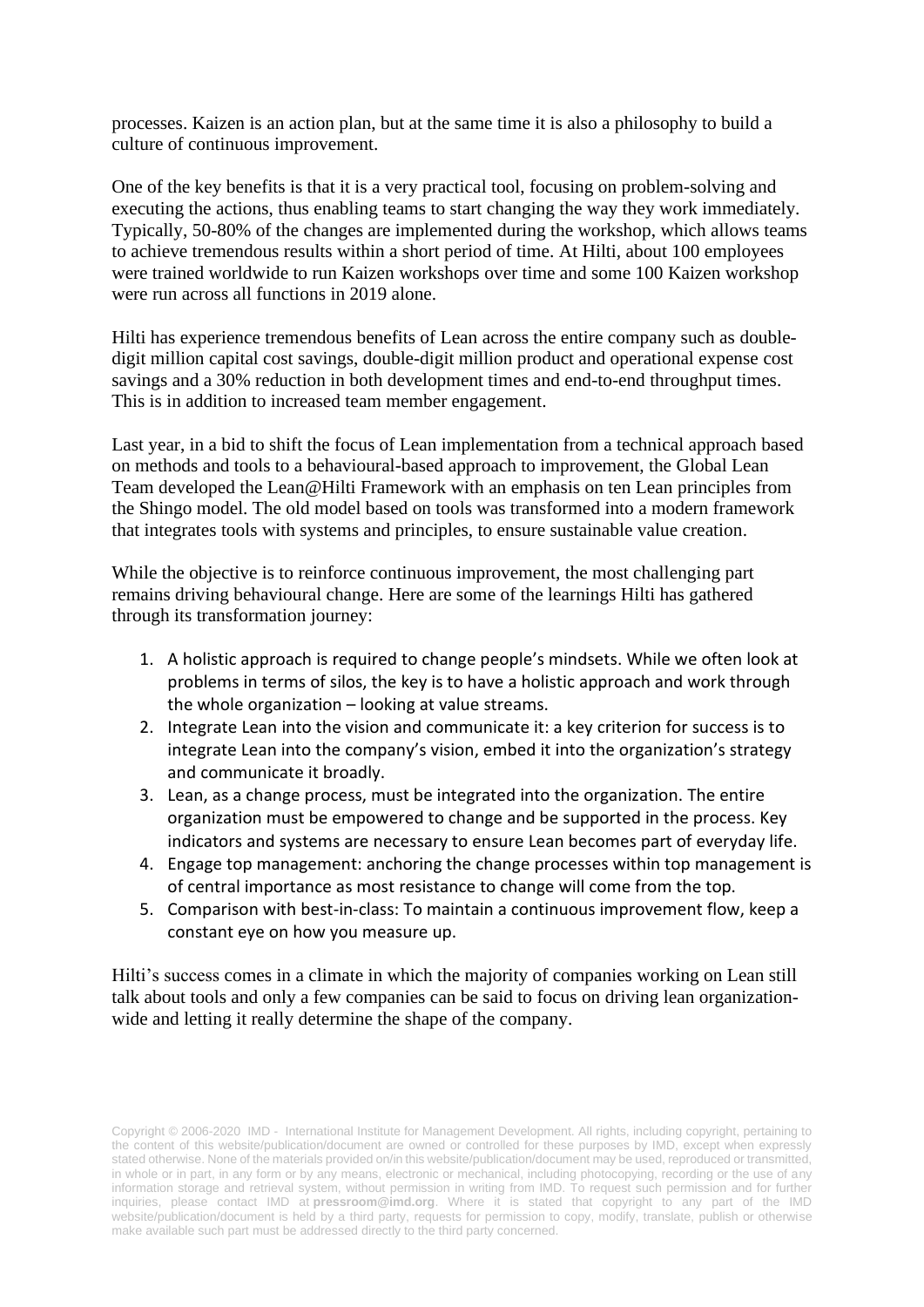processes. Kaizen is an action plan, but at the same time it is also a philosophy to build a culture of continuous improvement.

One of the key benefits is that it is a very practical tool, focusing on problem-solving and executing the actions, thus enabling teams to start changing the way they work immediately. Typically, 50-80% of the changes are implemented during the workshop, which allows teams to achieve tremendous results within a short period of time. At Hilti, about 100 employees were trained worldwide to run Kaizen workshops over time and some 100 Kaizen workshop were run across all functions in 2019 alone.

Hilti has experience tremendous benefits of Lean across the entire company such as double-digit million capital cost savings, double-digit million product and operational expense cost savings and a 30% reduction in both development times and end-to-end throughput times. This is in addition to increased team member engagement.

Last year, in a bid to shift the focus of Lean implementation from a technical approach based on methods and tools to a behavioural-based approach to improvement, the Global Lean Team developed the Lean@Hilti Framework with an emphasis on ten Lean principles from the Shingo model. The old model based on tools was transformed into a modern framework that integrates tools with systems and principles, to ensure sustainable value creation.

While the objective is to reinforce continuous improvement, the most challenging part remains driving behavioural change. Here are some of the learnings Hilti has gathered through its transformation journey:

1. A holistic approach is required to change people's mindsets. While we often look at problems in terms of silos, the key is to have a holistic approach and work through the whole organization – looking at value streams.
2. Integrate Lean into the vision and communicate it: a key criterion for success is to integrate Lean into the company's vision, embed it into the organization's strategy and communicate it broadly.
3. Lean, as a change process, must be integrated into the organization. The entire organization must be empowered to change and be supported in the process. Key indicators and systems are necessary to ensure Lean becomes part of everyday life.
4. Engage top management: anchoring the change processes within top management is of central importance as most resistance to change will come from the top.
5. Comparison with best-in-class: To maintain a continuous improvement flow, keep a constant eye on how you measure up.

Hilti's success comes in a climate in which the majority of companies working on Lean still talk about tools and only a few companies can be said to focus on driving lean organization-wide and letting it really determine the shape of the company.

Copyright © 2006-2020 IMD - International Institute for Management Development. All rights, including copyright, pertaining to the content of this website/publication/document are owned or controlled for these purposes by IMD, except when expressly stated otherwise. None of the materials provided on/in this website/publication/document may be used, reproduced or transmitted, in whole or in part, in any form or by any means, electronic or mechanical, including photocopying, recording or the use of any information storage and retrieval system, without permission in writing from IMD. To request such permission and for further inquiries, please contact IMD at **pressroom@imd.org**. Where it is stated that copyright to any part of the IMD website/publication/document is held by a third party, requests for permission to copy, modify, translate, publish or otherwise make available such part must be addressed directly to the third party concerned.